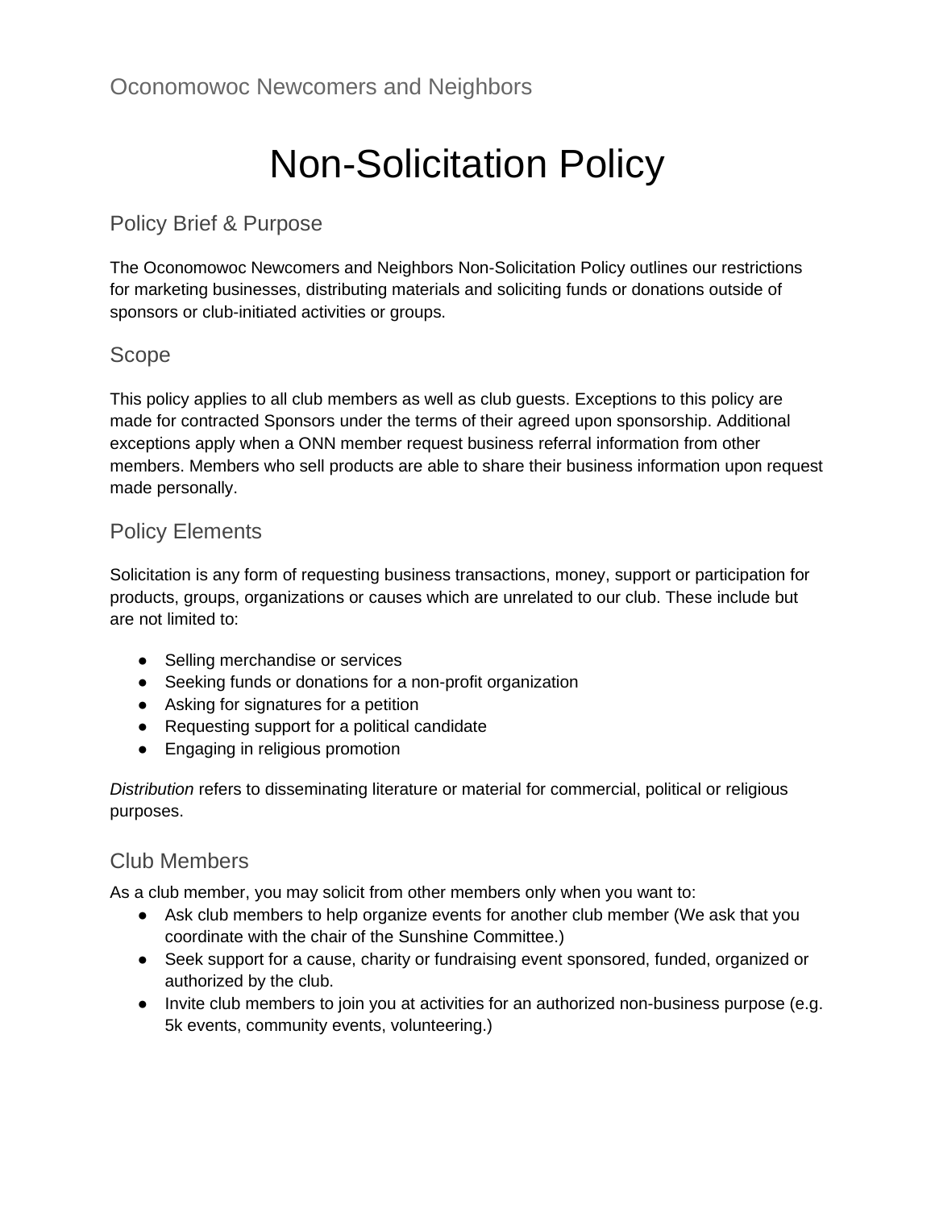Oconomowoc Newcomers and Neighbors

# Non-Solicitation Policy

## Policy Brief & Purpose

The Oconomowoc Newcomers and Neighbors Non-Solicitation Policy outlines our restrictions for marketing businesses, distributing materials and soliciting funds or donations outside of sponsors or club-initiated activities or groups.

## Scope

This policy applies to all club members as well as club guests. Exceptions to this policy are made for contracted Sponsors under the terms of their agreed upon sponsorship. Additional exceptions apply when a ONN member request business referral information from other members. Members who sell products are able to share their business information upon request made personally.

## Policy Elements

Solicitation is any form of requesting business transactions, money, support or participation for products, groups, organizations or causes which are unrelated to our club. These include but are not limited to:

- Selling merchandise or services
- Seeking funds or donations for a non-profit organization
- Asking for signatures for a petition
- Requesting support for a political candidate
- Engaging in religious promotion

*Distribution* refers to disseminating literature or material for commercial, political or religious purposes.

## Club Members

As a club member, you may solicit from other members only when you want to:

- Ask club members to help organize events for another club member (We ask that you coordinate with the chair of the Sunshine Committee.)
- Seek support for a cause, charity or fundraising event sponsored, funded, organized or authorized by the club.
- Invite club members to join you at activities for an authorized non-business purpose (e.g. 5k events, community events, volunteering.)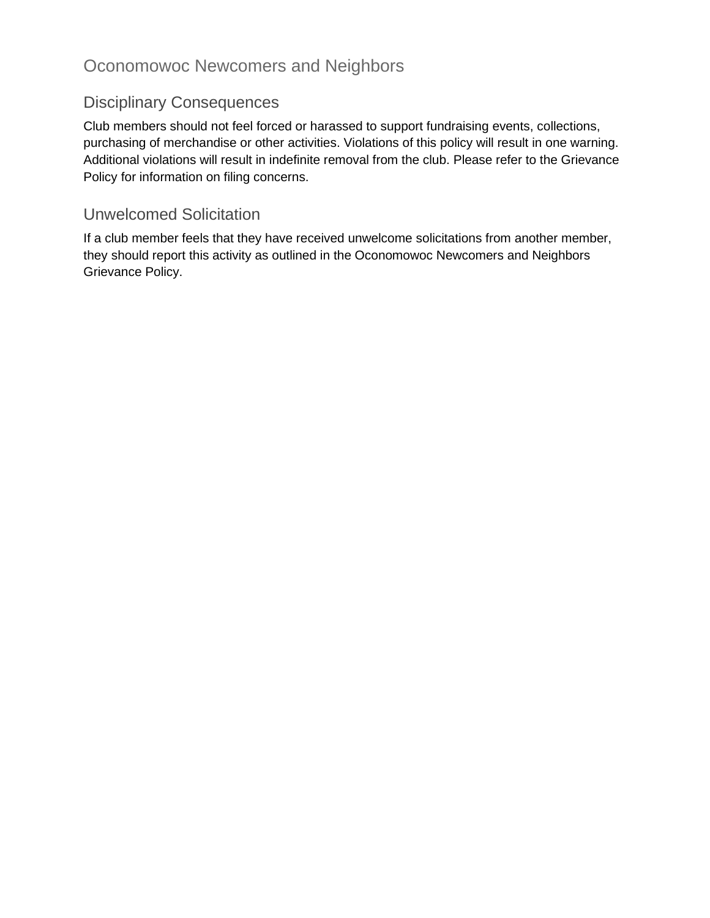# Oconomowoc Newcomers and Neighbors

## Disciplinary Consequences

Club members should not feel forced or harassed to support fundraising events, collections, purchasing of merchandise or other activities. Violations of this policy will result in one warning. Additional violations will result in indefinite removal from the club. Please refer to the Grievance Policy for information on filing concerns.

## Unwelcomed Solicitation

If a club member feels that they have received unwelcome solicitations from another member, they should report this activity as outlined in the Oconomowoc Newcomers and Neighbors Grievance Policy.